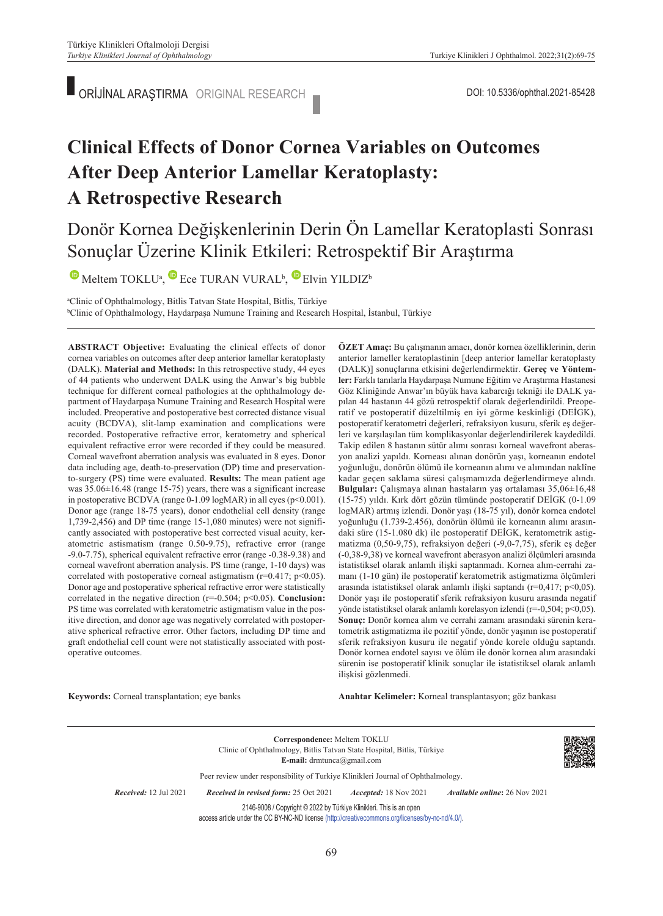ORİJİNAL ARAŞTIRMA ORIGINAL RESEARCH

DOI: 10.5336/ophthal.2021-85428

# Clinical Effects of Donor Cornea Variables on Outcomes After Deep Anterior Lamellar Keratoplasty: A Retrospective Research

## Donör Kornea Değişkenlerinin Derin Ön Lamellar Keratoplasti Sonrası Sonuçlar Üzerine Klinik Etkileri: Retrospektif Bir Araştırma

Meltem TOKLU[a], Ece TURAN VURAL[b], Elvin YILDIZ[b]

[a]Clinic of Ophthalmology, Bitlis Tatvan State Hospital, Bitlis, Türkiye
[b]Clinic of Ophthalmology, Haydarpaşa Numune Training and Research Hospital, İstanbul, Türkiye

**ABSTRACT Objective:** Evaluating the clinical effects of donor cornea variables on outcomes after deep anterior lamellar keratoplasty (DALK). **Material and Methods:** In this retrospective study, 44 eyes of 44 patients who underwent DALK using the Anwar's big bubble technique for different corneal pathologies at the ophthalmology department of Haydarpaşa Numune Training and Research Hospital were included. Preoperative and postoperative best corrected distance visual acuity (BCDVA), slit-lamp examination and complications were recorded. Postoperative refractive error, keratometry and spherical equivalent refractive error were recorded if they could be measured. Corneal wavefront aberration analysis was evaluated in 8 eyes. Donor data including age, death-to-preservation (DP) time and preservation-to-surgery (PS) time were evaluated. **Results:** The mean patient age was 35.06±16.48 (range 15-75) years, there was a significant increase in postoperative BCDVA (range 0-1.09 logMAR) in all eyes ($p<0.001$). Donor age (range 18-75 years), donor endothelial cell density (range 1,739-2,456) and DP time (range 15-1,080 minutes) were not significantly associated with postoperative best corrected visual acuity, keratometric astismatism (range 0.50-9.75), refractive error (range -9.0-7.75), spherical equivalent refractive error (range -0.38-9.38) and corneal wavefront aberration analysis. PS time (range, 1-10 days) was correlated with postoperative corneal astigmatism ($r=0.417$; $p<0.05$). Donor age and postoperative spherical refractive error were statistically correlated in the negative direction ($r=-0.504$; $p<0.05$). **Conclusion:** PS time was correlated with keratometric astigmatism value in the positive direction, and donor age was negatively correlated with postoperative spherical refractive error. Other factors, including DP time and graft endothelial cell count were not statistically associated with postoperative outcomes.

**Keywords:** Corneal transplantation; eye banks

**ÖZET Amaç:** Bu çalışmanın amacı, donör kornea özelliklerinin, derin anterior lameller keratoplastinin [deep anterior lamellar keratoplasty (DALK)] sonuçlarına etkisini değerlendirmektir. **Gereç ve Yöntemler:** Farklı tanılarla Haydarpaşa Numune Eğitim ve Araştırma Hastanesi Göz Kliniğinde Anwar'ın büyük hava kabarcığı tekniği ile DALK yapılan 44 hastanın 44 gözü retrospektif olarak değerlendirildi. Preoperatif ve postoperatif düzeltilmiş en iyi görme keskinliği (DEİGK), postoperatif keratometri değerleri, refraksiyon kusuru, sferik eş değerleri ve karşılaşılan tüm komplikasyonlar değerlendirilerek kaydedildi. Takip edilen 8 hastanın sütür alımı sonrası korneal wavefront aberasyon analizi yapıldı. Korneası alınan donörün yaşı, korneanın endotel yoğunluğu, donörün ölümü ile korneanın alımı ve alımından naklîne kadar geçen saklama süresi çalışmamızda değerlendirmeye alındı. **Bulgular:** Çalışmaya alınan hastaların yaş ortalaması 35,06±16,48 (15-75) yıldı. Kırk dört gözün tümünde postoperatif DEİGK (0-1.09 logMAR) artmış izlendi. Donör yaşı (18-75 yıl), donör kornea endotel yoğunluğu (1.739-2.456), donörün ölümü ile korneanın alımı arasındaki süre (15-1.080 dk) ile postoperatif DEİGK, keratometrik astigmatizma (0,50-9,75), refraksiyon değeri (-9,0-7,75), sferik eş değer (-0,38-9,38) ve korneal wavefront aberasyon analizi ölçümleri arasında istatistiksel olarak anlamlı ilişki saptanmadı. Kornea alım-cerrahi zamanı (1-10 gün) ile postoperatif keratometrik astigmatizma ölçümleri arasında istatistiksel olarak anlamlı ilişki saptandı ($r=0,417$; $p<0,05$). Donör yaşı ile postoperatif sferik refraksiyon kusuru arasında negatif yönde istatistiksel olarak anlamlı korelasyon izlendi ($r=-0,504$; $p<0,05$). **Sonuç:** Donör kornea alım ve cerrahi zamanı arasındaki sürenin keratometrik astigmatizma ile pozitif yönde, donör yaşının ise postoperatif sferik refraksiyon kusuru ile negatif yönde korele olduğu saptandı. Donör kornea endotel sayısı ve ölüm ile donör kornea alımı arasındaki sürenin ise postoperatif klinik sonuçlar ile istatistiksel olarak anlamlı ilişkisi gözlenmedi.

**Anahtar Kelimeler:** Korneal transplantasyon; göz bankası

**Correspondence:** Meltem TOKLU
Clinic of Ophthalmology, Bitlis Tatvan State Hospital, Bitlis, Türkiye
**E-mail:** drmtunca@gmail.com

Peer review under responsibility of Turkiye Klinikleri Journal of Ophthalmology.

*Received:* 12 Jul 2021 *Received in revised form:* 25 Oct 2021 *Accepted:* 18 Nov 2021 *Available online*: 26 Nov 2021

2146-9008 / Copyright © 2022 by Türkiye Klinikleri. This is an open access article under the CC BY-NC-ND license (http://creativecommons.org/licenses/by-nc-nd/4.0/).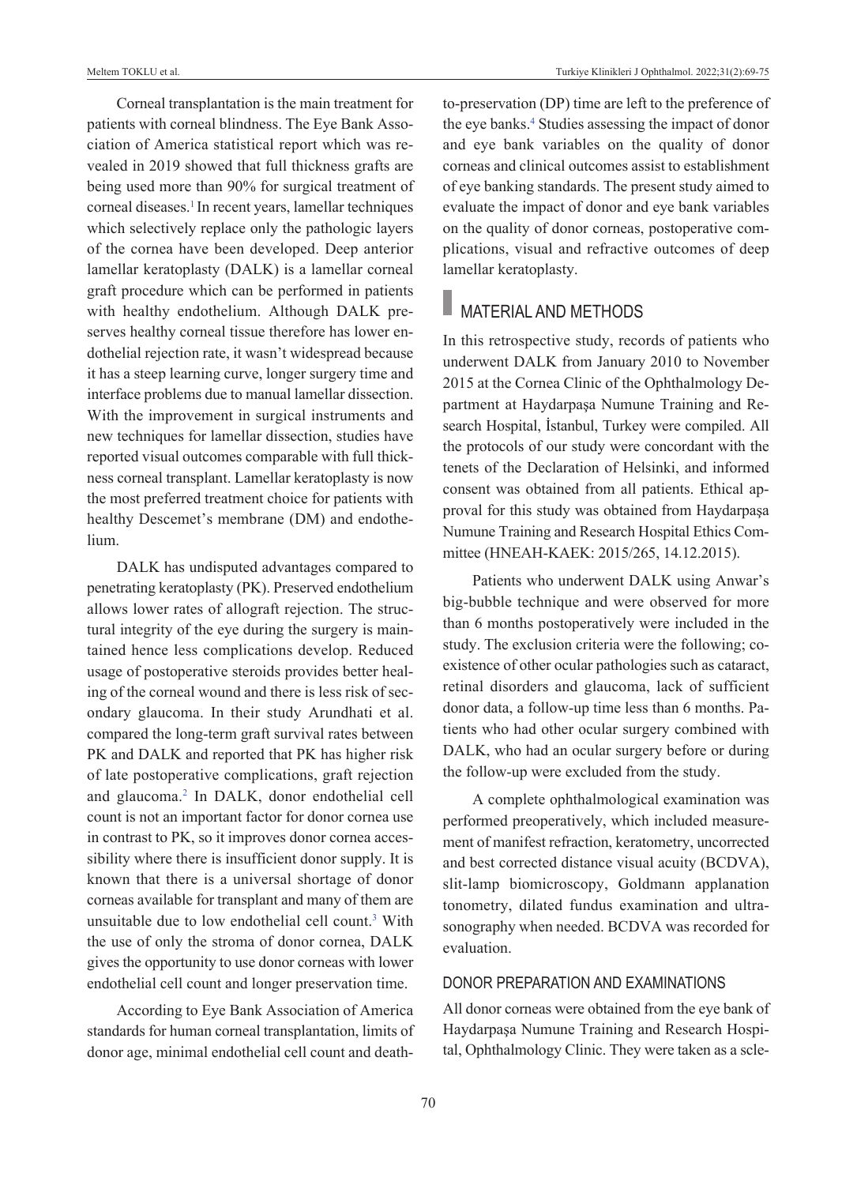Corneal transplantation is the main treatment for patients with corneal blindness. The Eye Bank Association of America statistical report which was revealed in 2019 showed that full thickness grafts are being used more than 90% for surgical treatment of corneal diseases.[1] In recent years, lamellar techniques which selectively replace only the pathologic layers of the cornea have been developed. Deep anterior lamellar keratoplasty (DALK) is a lamellar corneal graft procedure which can be performed in patients with healthy endothelium. Although DALK preserves healthy corneal tissue therefore has lower endothelial rejection rate, it wasn't widespread because it has a steep learning curve, longer surgery time and interface problems due to manual lamellar dissection. With the improvement in surgical instruments and new techniques for lamellar dissection, studies have reported visual outcomes comparable with full thickness corneal transplant. Lamellar keratoplasty is now the most preferred treatment choice for patients with healthy Descemet's membrane (DM) and endothelium.

DALK has undisputed advantages compared to penetrating keratoplasty (PK). Preserved endothelium allows lower rates of allograft rejection. The structural integrity of the eye during the surgery is maintained hence less complications develop. Reduced usage of postoperative steroids provides better healing of the corneal wound and there is less risk of secondary glaucoma. In their study Arundhati et al. compared the long-term graft survival rates between PK and DALK and reported that PK has higher risk of late postoperative complications, graft rejection and glaucoma.[2] In DALK, donor endothelial cell count is not an important factor for donor cornea use in contrast to PK, so it improves donor cornea accessibility where there is insufficient donor supply. It is known that there is a universal shortage of donor corneas available for transplant and many of them are unsuitable due to low endothelial cell count.[3] With the use of only the stroma of donor cornea, DALK gives the opportunity to use donor corneas with lower endothelial cell count and longer preservation time.

According to Eye Bank Association of America standards for human corneal transplantation, limits of donor age, minimal endothelial cell count and death-to-preservation (DP) time are left to the preference of the eye banks.[4] Studies assessing the impact of donor and eye bank variables on the quality of donor corneas and clinical outcomes assist to establishment of eye banking standards. The present study aimed to evaluate the impact of donor and eye bank variables on the quality of donor corneas, postoperative complications, visual and refractive outcomes of deep lamellar keratoplasty.

## MATERIAL AND METHODS

In this retrospective study, records of patients who underwent DALK from January 2010 to November 2015 at the Cornea Clinic of the Ophthalmology Department at Haydarpaşa Numune Training and Research Hospital, İstanbul, Turkey were compiled. All the protocols of our study were concordant with the tenets of the Declaration of Helsinki, and informed consent was obtained from all patients. Ethical approval for this study was obtained from Haydarpaşa Numune Training and Research Hospital Ethics Committee (HNEAH-KAEK: 2015/265, 14.12.2015).

Patients who underwent DALK using Anwar's big-bubble technique and were observed for more than 6 months postoperatively were included in the study. The exclusion criteria were the following; coexistence of other ocular pathologies such as cataract, retinal disorders and glaucoma, lack of sufficient donor data, a follow-up time less than 6 months. Patients who had other ocular surgery combined with DALK, who had an ocular surgery before or during the follow-up were excluded from the study.

A complete ophthalmological examination was performed preoperatively, which included measurement of manifest refraction, keratometry, uncorrected and best corrected distance visual acuity (BCDVA), slit-lamp biomicroscopy, Goldmann applanation tonometry, dilated fundus examination and ultrasonography when needed. BCDVA was recorded for evaluation.

### DONOR PREPARATION AND EXAMINATIONS

All donor corneas were obtained from the eye bank of Haydarpaşa Numune Training and Research Hospital, Ophthalmology Clinic. They were taken as a scle-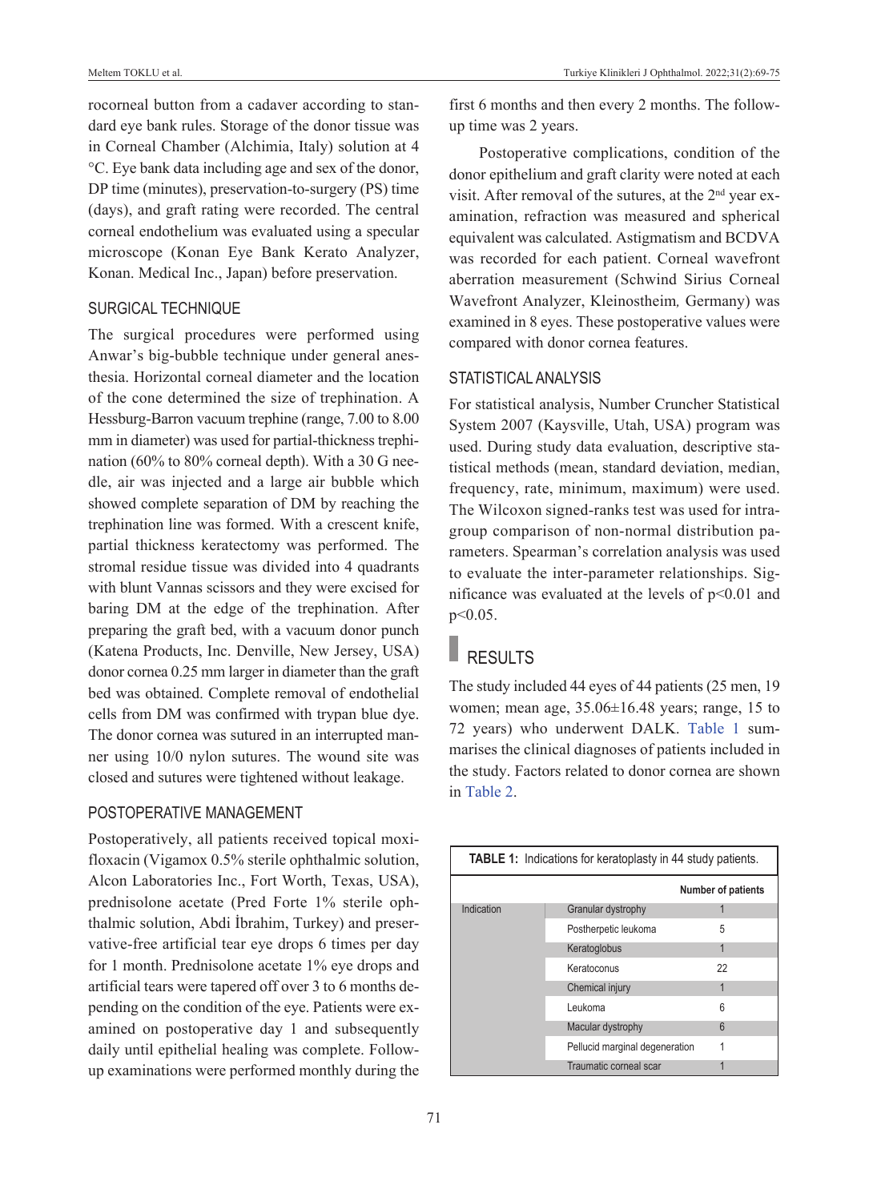rocorneal button from a cadaver according to standard eye bank rules. Storage of the donor tissue was in Corneal Chamber (Alchimia, Italy) solution at 4 °C. Eye bank data including age and sex of the donor, DP time (minutes), preservation-to-surgery (PS) time (days), and graft rating were recorded. The central corneal endothelium was evaluated using a specular microscope (Konan Eye Bank Kerato Analyzer, Konan. Medical Inc., Japan) before preservation.

### SURGICAL TECHNIQUE

The surgical procedures were performed using Anwar's big-bubble technique under general anesthesia. Horizontal corneal diameter and the location of the cone determined the size of trephination. A Hessburg-Barron vacuum trephine (range, 7.00 to 8.00 mm in diameter) was used for partial-thickness trephination (60% to 80% corneal depth). With a 30 G needle, air was injected and a large air bubble which showed complete separation of DM by reaching the trephination line was formed. With a crescent knife, partial thickness keratectomy was performed. The stromal residue tissue was divided into 4 quadrants with blunt Vannas scissors and they were excised for baring DM at the edge of the trephination. After preparing the graft bed, with a vacuum donor punch (Katena Products, Inc. Denville, New Jersey, USA) donor cornea 0.25 mm larger in diameter than the graft bed was obtained. Complete removal of endothelial cells from DM was confirmed with trypan blue dye. The donor cornea was sutured in an interrupted manner using 10/0 nylon sutures. The wound site was closed and sutures were tightened without leakage.

### POSTOPERATIVE MANAGEMENT

Postoperatively, all patients received topical moxifloxacin (Vigamox 0.5% sterile ophthalmic solution, Alcon Laboratories Inc., Fort Worth, Texas, USA), prednisolone acetate (Pred Forte 1% sterile ophthalmic solution, Abdi İbrahim, Turkey) and preservative-free artificial tear eye drops 6 times per day for 1 month. Prednisolone acetate 1% eye drops and artificial tears were tapered off over 3 to 6 months depending on the condition of the eye. Patients were examined on postoperative day 1 and subsequently daily until epithelial healing was complete. Follow-up examinations were performed monthly during the first 6 months and then every 2 months. The follow-up time was 2 years.

Postoperative complications, condition of the donor epithelium and graft clarity were noted at each visit. After removal of the sutures, at the 2nd year examination, refraction was measured and spherical equivalent was calculated. Astigmatism and BCDVA was recorded for each patient. Corneal wavefront aberration measurement (Schwind Sirius Corneal Wavefront Analyzer, Kleinostheim, Germany) was examined in 8 eyes. These postoperative values were compared with donor cornea features.

### STATISTICAL ANALYSIS

For statistical analysis, Number Cruncher Statistical System 2007 (Kaysville, Utah, USA) program was used. During study data evaluation, descriptive statistical methods (mean, standard deviation, median, frequency, rate, minimum, maximum) were used. The Wilcoxon signed-ranks test was used for intragroup comparison of non-normal distribution parameters. Spearman's correlation analysis was used to evaluate the inter-parameter relationships. Significance was evaluated at the levels of $p<0.01$ and $p<0.05$.

## RESULTS

The study included 44 eyes of 44 patients (25 men, 19 women; mean age, 35.06±16.48 years; range, 15 to 72 years) who underwent DALK. Table 1 summarises the clinical diagnoses of patients included in the study. Factors related to donor cornea are shown in Table 2.

**TABLE 1:** Indications for keratoplasty in 44 study patients.

| | | Number of patients |
|---|---|---|
| Indication | Granular dystrophy | 1 |
| | Postherpetic leukoma | 5 |
| | Keratoglobus | 1 |
| | Keratoconus | 22 |
| | Chemical injury | 1 |
| | Leukoma | 6 |
| | Macular dystrophy | 6 |
| | Pellucid marginal degeneration | 1 |
| | Traumatic corneal scar | 1 |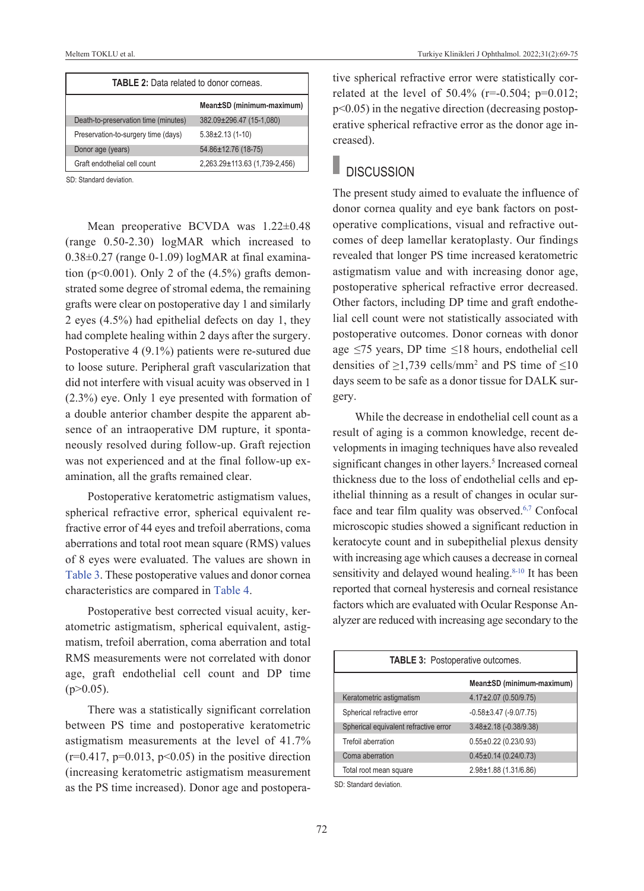**TABLE 2:** Data related to donor corneas.

| | Mean±SD (minimum-maximum) |
|---|---|
| Death-to-preservation time (minutes) | 382.09±296.47 (15-1,080) |
| Preservation-to-surgery time (days) | 5.38±2.13 (1-10) |
| Donor age (years) | 54.86±12.76 (18-75) |
| Graft endothelial cell count | 2,263.29±113.63 (1,739-2,456) |

SD: Standard deviation.

Mean preoperative BCVDA was 1.22±0.48 (range 0.50-2.30) logMAR which increased to 0.38±0.27 (range 0-1.09) logMAR at final examination ($p<0.001$). Only 2 of the (4.5%) grafts demonstrated some degree of stromal edema, the remaining grafts were clear on postoperative day 1 and similarly 2 eyes (4.5%) had epithelial defects on day 1, they had complete healing within 2 days after the surgery. Postoperative 4 (9.1%) patients were re-sutured due to loose suture. Peripheral graft vascularization that did not interfere with visual acuity was observed in 1 (2.3%) eye. Only 1 eye presented with formation of a double anterior chamber despite the apparent absence of an intraoperative DM rupture, it spontaneously resolved during follow-up. Graft rejection was not experienced and at the final follow-up examination, all the grafts remained clear.

Postoperative keratometric astigmatism values, spherical refractive error, spherical equivalent refractive error of 44 eyes and trefoil aberrations, coma aberrations and total root mean square (RMS) values of 8 eyes were evaluated. The values are shown in Table 3. These postoperative values and donor cornea characteristics are compared in Table 4.

Postoperative best corrected visual acuity, keratometric astigmatism, spherical equivalent, astigmatism, trefoil aberration, coma aberration and total RMS measurements were not correlated with donor age, graft endothelial cell count and DP time ($p>0.05$).

There was a statistically significant correlation between PS time and postoperative keratometric astigmatism measurements at the level of 41.7% ($r=0.417$, $p=0.013$, $p<0.05$) in the positive direction (increasing keratometric astigmatism measurement as the PS time increased). Donor age and postoperative spherical refractive error were statistically correlated at the level of 50.4% ($r=-0.504$; $p=0.012$; $p<0.05$) in the negative direction (decreasing postoperative spherical refractive error as the donor age increased).

## DISCUSSION

The present study aimed to evaluate the influence of donor cornea quality and eye bank factors on postoperative complications, visual and refractive outcomes of deep lamellar keratoplasty. Our findings revealed that longer PS time increased keratometric astigmatism value and with increasing donor age, postoperative spherical refractive error decreased. Other factors, including DP time and graft endothelial cell count were not statistically associated with postoperative outcomes. Donor corneas with donor age ≤75 years, DP time ≤18 hours, endothelial cell densities of ≥1,739 cells/mm$^2$ and PS time of ≤10 days seem to be safe as a donor tissue for DALK surgery.

While the decrease in endothelial cell count as a result of aging is a common knowledge, recent developments in imaging techniques have also revealed significant changes in other layers.[5] Increased corneal thickness due to the loss of endothelial cells and epithelial thinning as a result of changes in ocular surface and tear film quality was observed.[6,7] Confocal microscopic studies showed a significant reduction in keratocyte count and in subepithelial plexus density with increasing age which causes a decrease in corneal sensitivity and delayed wound healing.[8-10] It has been reported that corneal hysteresis and corneal resistance factors which are evaluated with Ocular Response Analyzer are reduced with increasing age secondary to the

**TABLE 3:** Postoperative outcomes.

| | Mean±SD (minimum-maximum) |
|---|---|
| Keratometric astigmatism | 4.17±2.07 (0.50/9.75) |
| Spherical refractive error | -0.58±3.47 (-9.0/7.75) |
| Spherical equivalent refractive error | 3.48±2.18 (-0.38/9.38) |
| Trefoil aberration | 0.55±0.22 (0.23/0.93) |
| Coma aberration | 0.45±0.14 (0.24/0.73) |
| Total root mean square | 2.98±1.88 (1.31/6.86) |

SD: Standard deviation.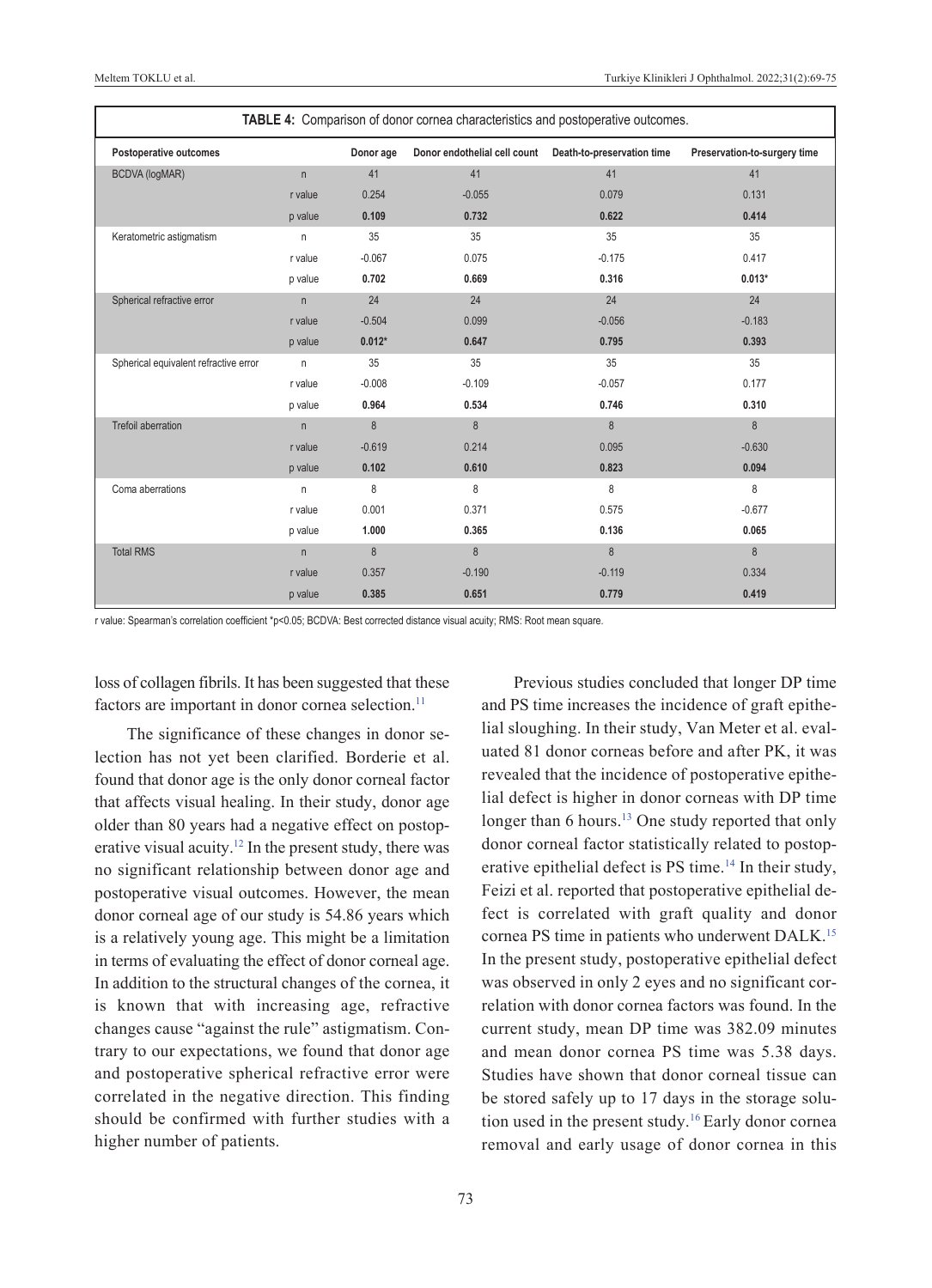**TABLE 4:** Comparison of donor cornea characteristics and postoperative outcomes.

| Postoperative outcomes | | Donor age | Donor endothelial cell count | Death-to-preservation time | Preservation-to-surgery time |
|---|---|---|---|---|---|
| BCDVA (logMAR) | n | 41 | 41 | 41 | 41 |
| | r value | 0.254 | -0.055 | 0.079 | 0.131 |
| | p value | **0.109** | **0.732** | **0.622** | **0.414** |
| Keratometric astigmatism | n | 35 | 35 | 35 | 35 |
| | r value | -0.067 | 0.075 | -0.175 | 0.417 |
| | p value | **0.702** | **0.669** | **0.316** | **0.013*** |
| Spherical refractive error | n | 24 | 24 | 24 | 24 |
| | r value | -0.504 | 0.099 | -0.056 | -0.183 |
| | p value | **0.012*** | **0.647** | **0.795** | **0.393** |
| Spherical equivalent refractive error | n | 35 | 35 | 35 | 35 |
| | r value | -0.008 | -0.109 | -0.057 | 0.177 |
| | p value | **0.964** | **0.534** | **0.746** | **0.310** |
| Trefoil aberration | n | 8 | 8 | 8 | 8 |
| | r value | -0.619 | 0.214 | 0.095 | -0.630 |
| | p value | **0.102** | **0.610** | **0.823** | **0.094** |
| Coma aberrations | n | 8 | 8 | 8 | 8 |
| | r value | 0.001 | 0.371 | 0.575 | -0.677 |
| | p value | **1.000** | **0.365** | **0.136** | **0.065** |
| Total RMS | n | 8 | 8 | 8 | 8 |
| | r value | 0.357 | -0.190 | -0.119 | 0.334 |
| | p value | **0.385** | **0.651** | **0.779** | **0.419** |

r value: Spearman's correlation coefficient *p<0.05; BCDVA: Best corrected distance visual acuity; RMS: Root mean square.

loss of collagen fibrils. It has been suggested that these factors are important in donor cornea selection.[11]

The significance of these changes in donor selection has not yet been clarified. Borderie et al. found that donor age is the only donor corneal factor that affects visual healing. In their study, donor age older than 80 years had a negative effect on postoperative visual acuity.[12] In the present study, there was no significant relationship between donor age and postoperative visual outcomes. However, the mean donor corneal age of our study is 54.86 years which is a relatively young age. This might be a limitation in terms of evaluating the effect of donor corneal age. In addition to the structural changes of the cornea, it is known that with increasing age, refractive changes cause "against the rule" astigmatism. Contrary to our expectations, we found that donor age and postoperative spherical refractive error were correlated in the negative direction. This finding should be confirmed with further studies with a higher number of patients.

Previous studies concluded that longer DP time and PS time increases the incidence of graft epithelial sloughing. In their study, Van Meter et al. evaluated 81 donor corneas before and after PK, it was revealed that the incidence of postoperative epithelial defect is higher in donor corneas with DP time longer than 6 hours.[13] One study reported that only donor corneal factor statistically related to postoperative epithelial defect is PS time.[14] In their study, Feizi et al. reported that postoperative epithelial defect is correlated with graft quality and donor cornea PS time in patients who underwent DALK.[15] In the present study, postoperative epithelial defect was observed in only 2 eyes and no significant correlation with donor cornea factors was found. In the current study, mean DP time was 382.09 minutes and mean donor cornea PS time was 5.38 days. Studies have shown that donor corneal tissue can be stored safely up to 17 days in the storage solution used in the present study.[16] Early donor cornea removal and early usage of donor cornea in this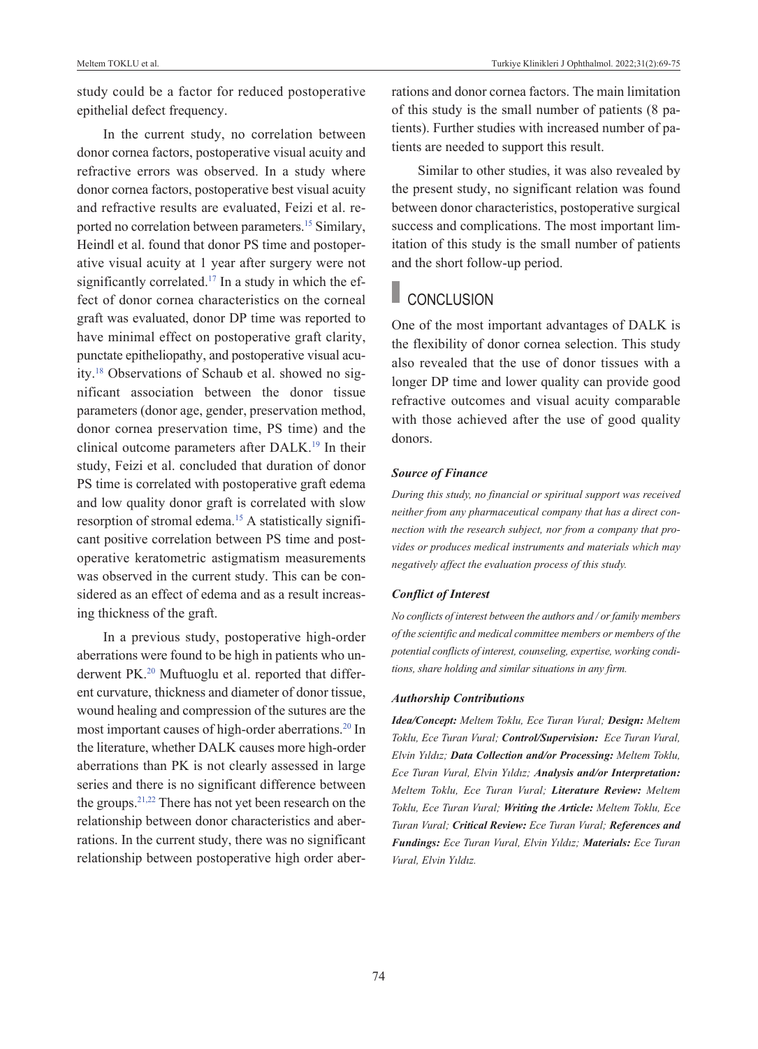study could be a factor for reduced postoperative epithelial defect frequency.

In the current study, no correlation between donor cornea factors, postoperative visual acuity and refractive errors was observed. In a study where donor cornea factors, postoperative best visual acuity and refractive results are evaluated, Feizi et al. reported no correlation between parameters.[15] Similary, Heindl et al. found that donor PS time and postoperative visual acuity at 1 year after surgery were not significantly correlated.[17] In a study in which the effect of donor cornea characteristics on the corneal graft was evaluated, donor DP time was reported to have minimal effect on postoperative graft clarity, punctate epitheliopathy, and postoperative visual acuity.[18] Observations of Schaub et al. showed no significant association between the donor tissue parameters (donor age, gender, preservation method, donor cornea preservation time, PS time) and the clinical outcome parameters after DALK.[19] In their study, Feizi et al. concluded that duration of donor PS time is correlated with postoperative graft edema and low quality donor graft is correlated with slow resorption of stromal edema.[15] A statistically significant positive correlation between PS time and postoperative keratometric astigmatism measurements was observed in the current study. This can be considered as an effect of edema and as a result increasing thickness of the graft.

In a previous study, postoperative high-order aberrations were found to be high in patients who underwent PK.[20] Muftuoglu et al. reported that different curvature, thickness and diameter of donor tissue, wound healing and compression of the sutures are the most important causes of high-order aberrations.[20] In the literature, whether DALK causes more high-order aberrations than PK is not clearly assessed in large series and there is no significant difference between the groups.[21,22] There has not yet been research on the relationship between donor characteristics and aberrations. In the current study, there was no significant relationship between postoperative high order aberrations and donor cornea factors. The main limitation of this study is the small number of patients (8 patients). Further studies with increased number of patients are needed to support this result.

Similar to other studies, it was also revealed by the present study, no significant relation was found between donor characteristics, postoperative surgical success and complications. The most important limitation of this study is the small number of patients and the short follow-up period.

## CONCLUSION

One of the most important advantages of DALK is the flexibility of donor cornea selection. This study also revealed that the use of donor tissues with a longer DP time and lower quality can provide good refractive outcomes and visual acuity comparable with those achieved after the use of good quality donors.

### *Source of Finance*

*During this study, no financial or spiritual support was received neither from any pharmaceutical company that has a direct connection with the research subject, nor from a company that provides or produces medical instruments and materials which may negatively affect the evaluation process of this study.*

### *Conflict of Interest*

*No conflicts of interest between the authors and / or family members of the scientific and medical committee members or members of the potential conflicts of interest, counseling, expertise, working conditions, share holding and similar situations in any firm.*

### *Authorship Contributions*

***Idea/Concept:*** *Meltem Toklu, Ece Turan Vural;* ***Design:*** *Meltem Toklu, Ece Turan Vural;* ***Control/Supervision:*** *Ece Turan Vural, Elvin Yıldız;* ***Data Collection and/or Processing:*** *Meltem Toklu, Ece Turan Vural, Elvin Yıldız;* ***Analysis and/or Interpretation:*** *Meltem Toklu, Ece Turan Vural;* ***Literature Review:*** *Meltem Toklu, Ece Turan Vural;* ***Writing the Article:*** *Meltem Toklu, Ece Turan Vural;* ***Critical Review:*** *Ece Turan Vural;* ***References and Fundings:*** *Ece Turan Vural, Elvin Yıldız;* ***Materials:*** *Ece Turan Vural, Elvin Yıldız.*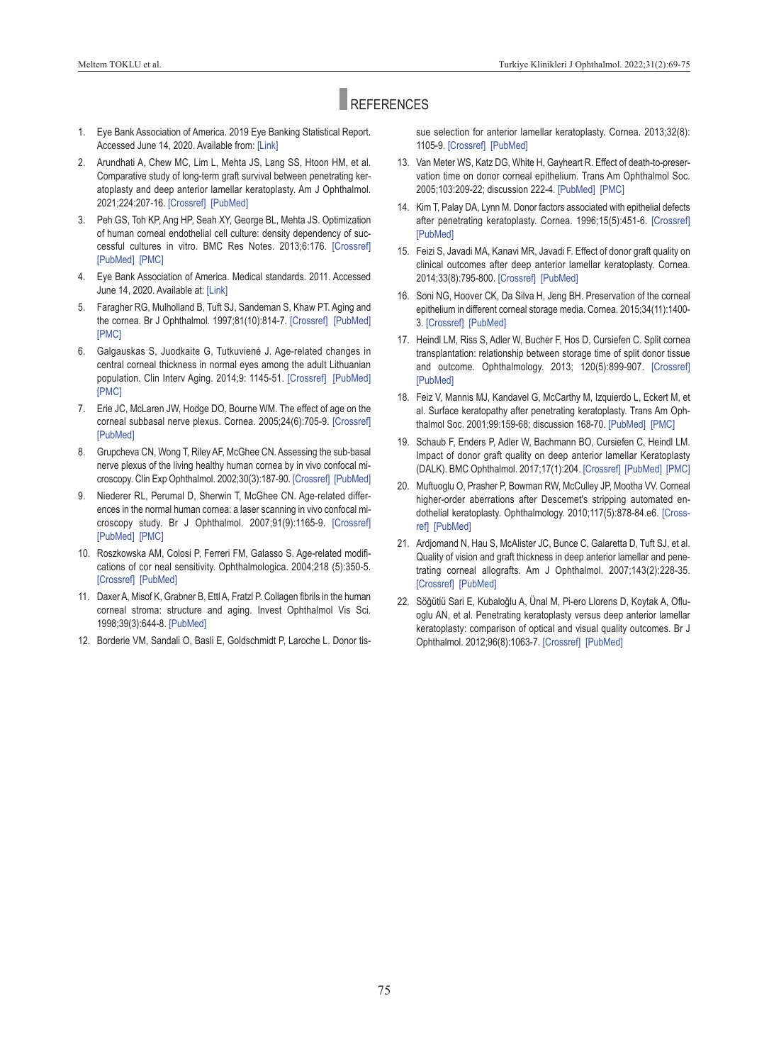## REFERENCES

1. Eye Bank Association of America. 2019 Eye Banking Statistical Report. Accessed June 14, 2020. Available from: [Link]
2. Arundhati A, Chew MC, Lim L, Mehta JS, Lang SS, Htoon HM, et al. Comparative study of long-term graft survival between penetrating keratoplasty and deep anterior lamellar keratoplasty. Am J Ophthalmol. 2021;224:207-16. [Crossref] [PubMed]
3. Peh GS, Toh KP, Ang HP, Seah XY, George BL, Mehta JS. Optimization of human corneal endothelial cell culture: density dependency of successful cultures in vitro. BMC Res Notes. 2013;6:176. [Crossref] [PubMed] [PMC]
4. Eye Bank Association of America. Medical standards. 2011. Accessed June 14, 2020. Available at: [Link]
5. Faragher RG, Mulholland B, Tuft SJ, Sandeman S, Khaw PT. Aging and the cornea. Br J Ophthalmol. 1997;81(10):814-7. [Crossref] [PubMed] [PMC]
6. Galgauskas S, Juodkaite G, Tutkuvienė J. Age-related changes in central corneal thickness in normal eyes among the adult Lithuanian population. Clin Interv Aging. 2014;9: 1145-51. [Crossref] [PubMed] [PMC]
7. Erie JC, McLaren JW, Hodge DO, Bourne WM. The effect of age on the corneal subbasal nerve plexus. Cornea. 2005;24(6):705-9. [Crossref] [PubMed]
8. Grupcheva CN, Wong T, Riley AF, McGhee CN. Assessing the sub-basal nerve plexus of the living healthy human cornea by in vivo confocal microscopy. Clin Exp Ophthalmol. 2002;30(3):187-90. [Crossref] [PubMed]
9. Niederer RL, Perumal D, Sherwin T, McGhee CN. Age-related differences in the normal human cornea: a laser scanning in vivo confocal microscopy study. Br J Ophthalmol. 2007;91(9):1165-9. [Crossref] [PubMed] [PMC]
10. Roszkowska AM, Colosi P, Ferreri FM, Galasso S. Age-related modifications of cor neal sensitivity. Ophthalmologica. 2004;218 (5):350-5. [Crossref] [PubMed]
11. Daxer A, Misof K, Grabner B, Ettl A, Fratzl P. Collagen fibrils in the human corneal stroma: structure and aging. Invest Ophthalmol Vis Sci. 1998;39(3):644-8. [PubMed]
12. Borderie VM, Sandali O, Basli E, Goldschmidt P, Laroche L. Donor tissue selection for anterior lamellar keratoplasty. Cornea. 2013;32(8): 1105-9. [Crossref] [PubMed]
13. Van Meter WS, Katz DG, White H, Gayheart R. Effect of death-to-preservation time on donor corneal epithelium. Trans Am Ophthalmol Soc. 2005;103:209-22; discussion 222-4. [PubMed] [PMC]
14. Kim T, Palay DA, Lynn M. Donor factors associated with epithelial defects after penetrating keratoplasty. Cornea. 1996;15(5):451-6. [Crossref] [PubMed]
15. Feizi S, Javadi MA, Kanavi MR, Javadi F. Effect of donor graft quality on clinical outcomes after deep anterior lamellar keratoplasty. Cornea. 2014;33(8):795-800. [Crossref] [PubMed]
16. Soni NG, Hoover CK, Da Silva H, Jeng BH. Preservation of the corneal epithelium in different corneal storage media. Cornea. 2015;34(11):1400-3. [Crossref] [PubMed]
17. Heindl LM, Riss S, Adler W, Bucher F, Hos D, Cursiefen C. Split cornea transplantation: relationship between storage time of split donor tissue and outcome. Ophthalmology. 2013; 120(5):899-907. [Crossref] [PubMed]
18. Feiz V, Mannis MJ, Kandavel G, McCarthy M, Izquierdo L, Eckert M, et al. Surface keratopathy after penetrating keratoplasty. Trans Am Ophthalmol Soc. 2001;99:159-68; discussion 168-70. [PubMed] [PMC]
19. Schaub F, Enders P, Adler W, Bachmann BO, Cursiefen C, Heindl LM. Impact of donor graft quality on deep anterior lamellar Keratoplasty (DALK). BMC Ophthalmol. 2017;17(1):204. [Crossref] [PubMed] [PMC]
20. Muftuoglu O, Prasher P, Bowman RW, McCulley JP, Mootha VV. Corneal higher-order aberrations after Descemet's stripping automated endothelial keratoplasty. Ophthalmology. 2010;117(5):878-84.e6. [Crossref] [PubMed]
21. Ardjomand N, Hau S, McAlister JC, Bunce C, Galaretta D, Tuft SJ, et al. Quality of vision and graft thickness in deep anterior lamellar and penetrating corneal allografts. Am J Ophthalmol. 2007;143(2):228-35. [Crossref] [PubMed]
22. Söğütlü Sari E, Kubaloğlu A, Ünal M, Pi-ero Llorens D, Koytak A, Ofluoglu AN, et al. Penetrating keratoplasty versus deep anterior lamellar keratoplasty: comparison of optical and visual quality outcomes. Br J Ophthalmol. 2012;96(8):1063-7. [Crossref] [PubMed]